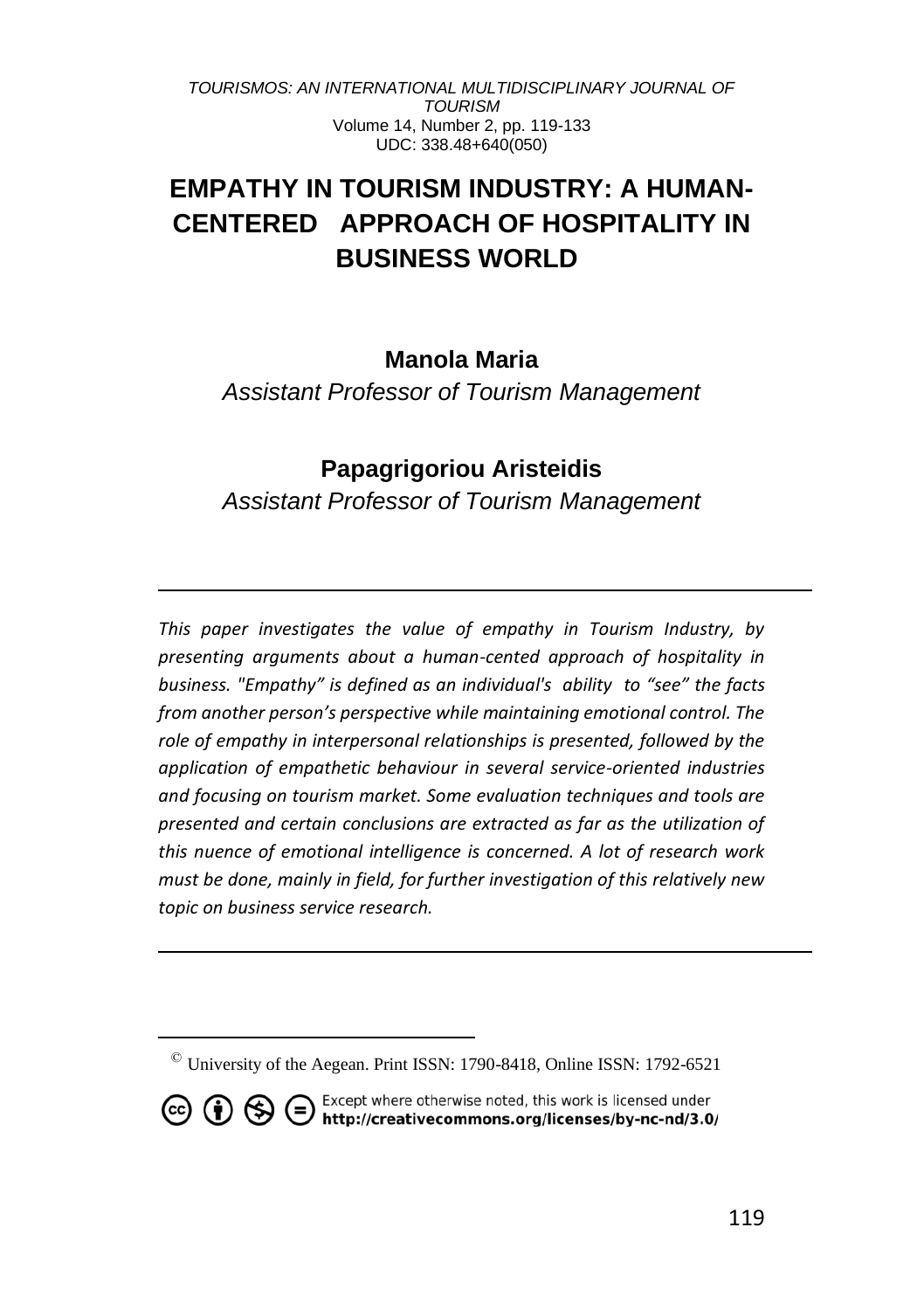# EMPATHY IN TOURISM INDUSTRY: A HUMAN-CENTERED APPROACH OF HOSPITALITY IN BUSINESS WORLD

**Manola Maria**

*Assistant Professor of Tourism Management*

**Papagrigoriou Aristeidis**

*Assistant Professor of Tourism Management*

---

*This paper investigates the value of empathy in Tourism Industry, by presenting arguments about a human-cented approach of hospitality in business. "Empathy" is defined as an individual's ability to "see" the facts from another person's perspective while maintaining emotional control. The role of empathy in interpersonal relationships is presented, followed by the application of empathetic behaviour in several service-oriented industries and focusing on tourism market. Some evaluation techniques and tools are presented and certain conclusions are extracted as far as the utilization of this nuence of emotional intelligence is concerned. A lot of research work must be done, mainly in field, for further investigation of this relatively new topic on business service research.*

---

© University of the Aegean. Print ISSN: 1790-8418, Online ISSN: 1792-6521

Except where otherwise noted, this work is licensed under http://creativecommons.org/licenses/by-nc-nd/3.0/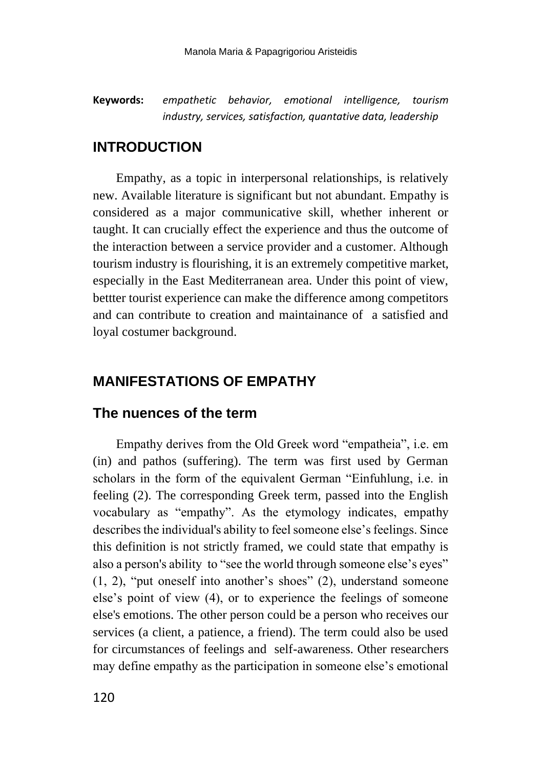**Keywords:** *empathetic behavior, emotional intelligence, tourism industry, services, satisfaction, quantative data, leadership*

## INTRODUCTION

Empathy, as a topic in interpersonal relationships, is relatively new. Available literature is significant but not abundant. Empathy is considered as a major communicative skill, whether inherent or taught. It can crucially effect the experience and thus the outcome of the interaction between a service provider and a customer. Although tourism industry is flourishing, it is an extremely competitive market, especially in the East Mediterranean area. Under this point of view, bettter tourist experience can make the difference among competitors and can contribute to creation and maintainance of a satisfied and loyal costumer background.

## MANIFESTATIONS OF EMPATHY

### The nuences of the term

Empathy derives from the Old Greek word "empatheia", i.e. em (in) and pathos (suffering). The term was first used by German scholars in the form of the equivalent German "Einfuhlung, i.e. in feeling (2). The corresponding Greek term, passed into the English vocabulary as "empathy". As the etymology indicates, empathy describes the individual's ability to feel someone else's feelings. Since this definition is not strictly framed, we could state that empathy is also a person's ability to "see the world through someone else's eyes" (1, 2), "put oneself into another's shoes" (2), understand someone else's point of view (4), or to experience the feelings of someone else's emotions. The other person could be a person who receives our services (a client, a patience, a friend). The term could also be used for circumstances of feelings and self-awareness. Other researchers may define empathy as the participation in someone else's emotional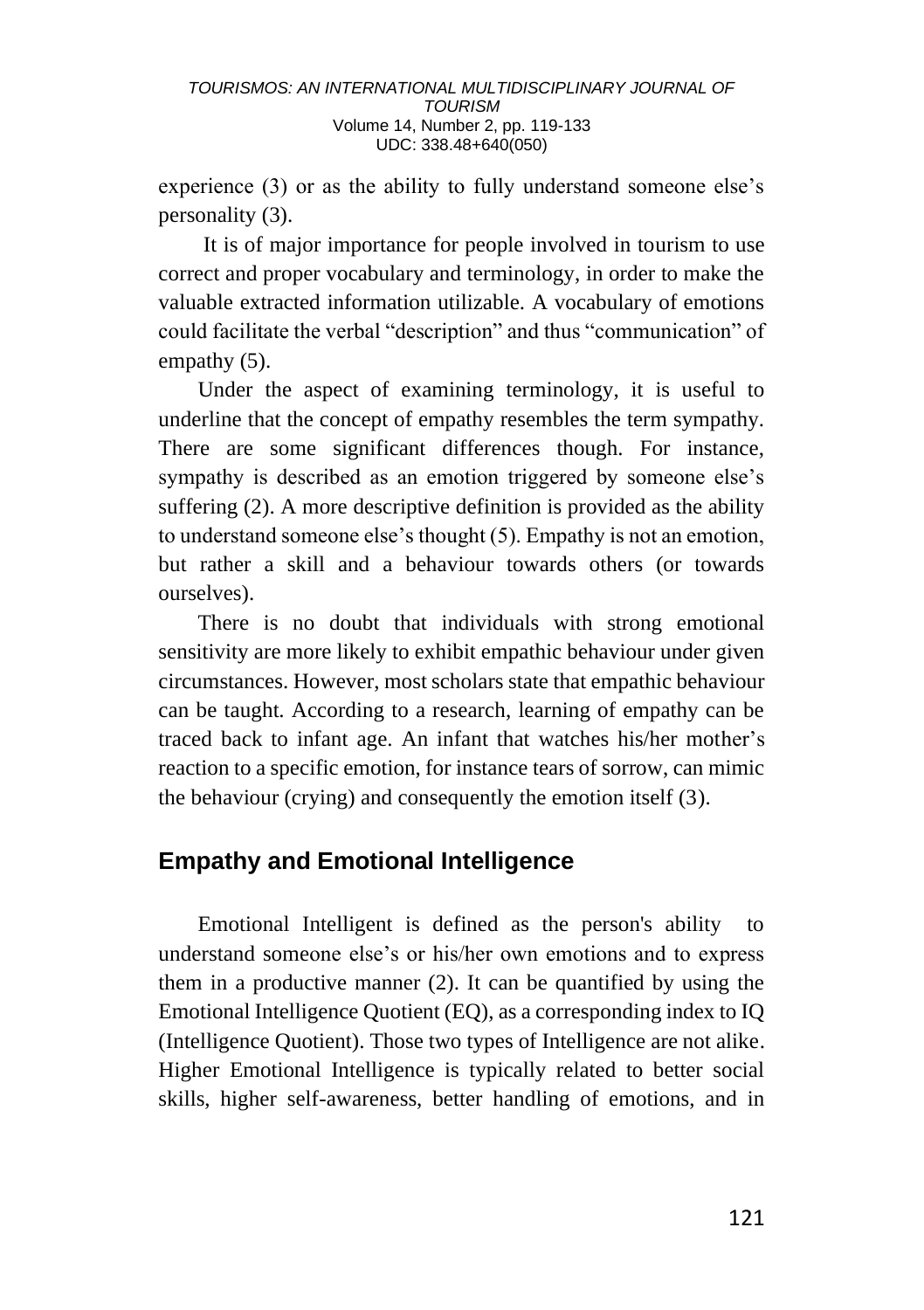experience (3) or as the ability to fully understand someone else's personality (3).

It is of major importance for people involved in tourism to use correct and proper vocabulary and terminology, in order to make the valuable extracted information utilizable. A vocabulary of emotions could facilitate the verbal "description" and thus "communication" of empathy (5).

Under the aspect of examining terminology, it is useful to underline that the concept of empathy resembles the term sympathy. There are some significant differences though. For instance, sympathy is described as an emotion triggered by someone else's suffering (2). A more descriptive definition is provided as the ability to understand someone else's thought (5). Empathy is not an emotion, but rather a skill and a behaviour towards others (or towards ourselves).

There is no doubt that individuals with strong emotional sensitivity are more likely to exhibit empathic behaviour under given circumstances. However, most scholars state that empathic behaviour can be taught. According to a research, learning of empathy can be traced back to infant age. An infant that watches his/her mother's reaction to a specific emotion, for instance tears of sorrow, can mimic the behaviour (crying) and consequently the emotion itself (3).

## Empathy and Emotional Intelligence

Emotional Intelligent is defined as the person's ability to understand someone else's or his/her own emotions and to express them in a productive manner (2). It can be quantified by using the Emotional Intelligence Quotient (EQ), as a corresponding index to IQ (Intelligence Quotient). Those two types of Intelligence are not alike. Higher Emotional Intelligence is typically related to better social skills, higher self-awareness, better handling of emotions, and in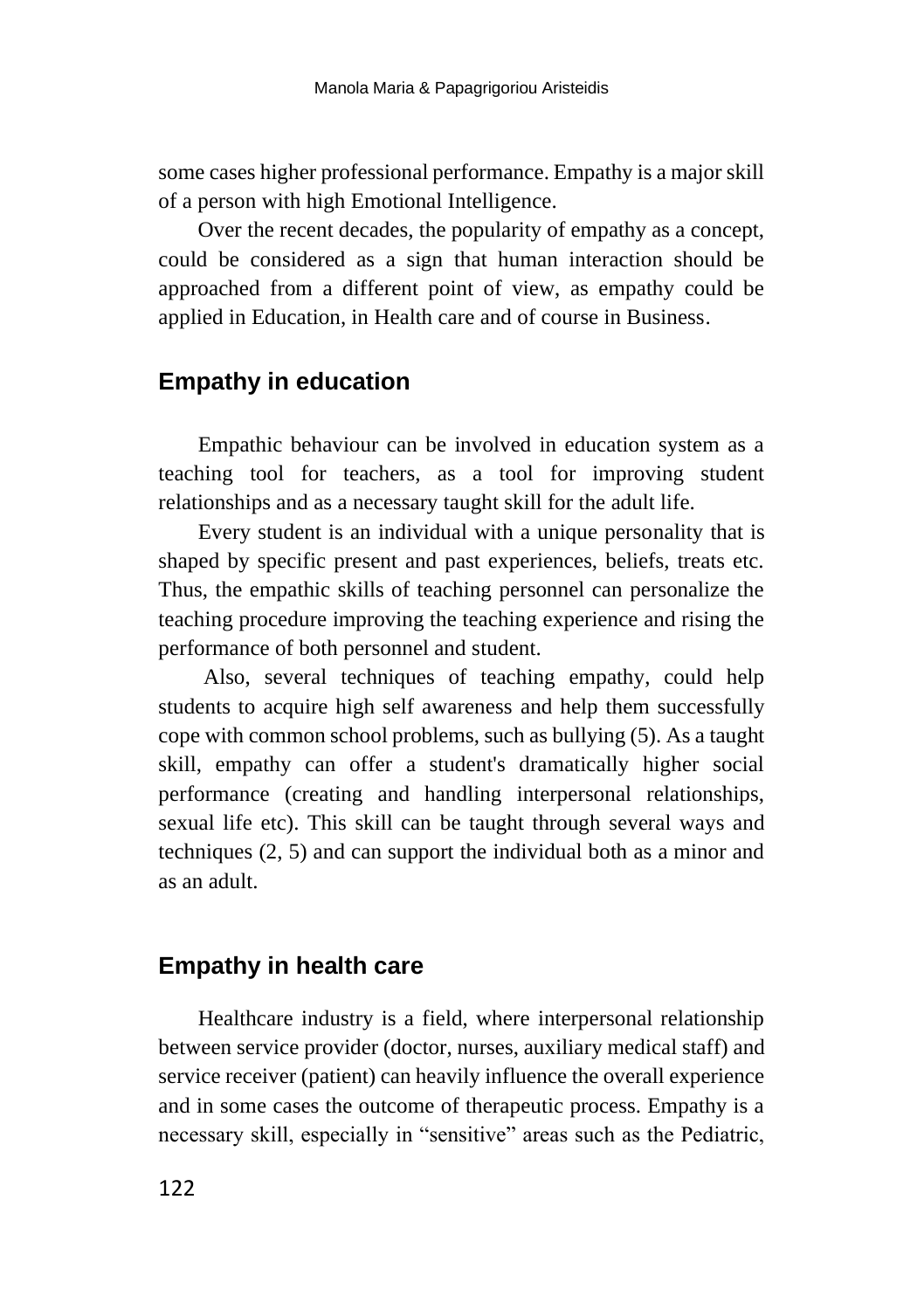some cases higher professional performance. Empathy is a major skill of a person with high Emotional Intelligence.

Over the recent decades, the popularity of empathy as a concept, could be considered as a sign that human interaction should be approached from a different point of view, as empathy could be applied in Education, in Health care and of course in Business.

## Empathy in education

Empathic behaviour can be involved in education system as a teaching tool for teachers, as a tool for improving student relationships and as a necessary taught skill for the adult life.

Every student is an individual with a unique personality that is shaped by specific present and past experiences, beliefs, treats etc. Thus, the empathic skills of teaching personnel can personalize the teaching procedure improving the teaching experience and rising the performance of both personnel and student.

Also, several techniques of teaching empathy, could help students to acquire high self awareness and help them successfully cope with common school problems, such as bullying (5). As a taught skill, empathy can offer a student's dramatically higher social performance (creating and handling interpersonal relationships, sexual life etc). This skill can be taught through several ways and techniques (2, 5) and can support the individual both as a minor and as an adult.

## Empathy in health care

Healthcare industry is a field, where interpersonal relationship between service provider (doctor, nurses, auxiliary medical staff) and service receiver (patient) can heavily influence the overall experience and in some cases the outcome of therapeutic process. Empathy is a necessary skill, especially in "sensitive" areas such as the Pediatric,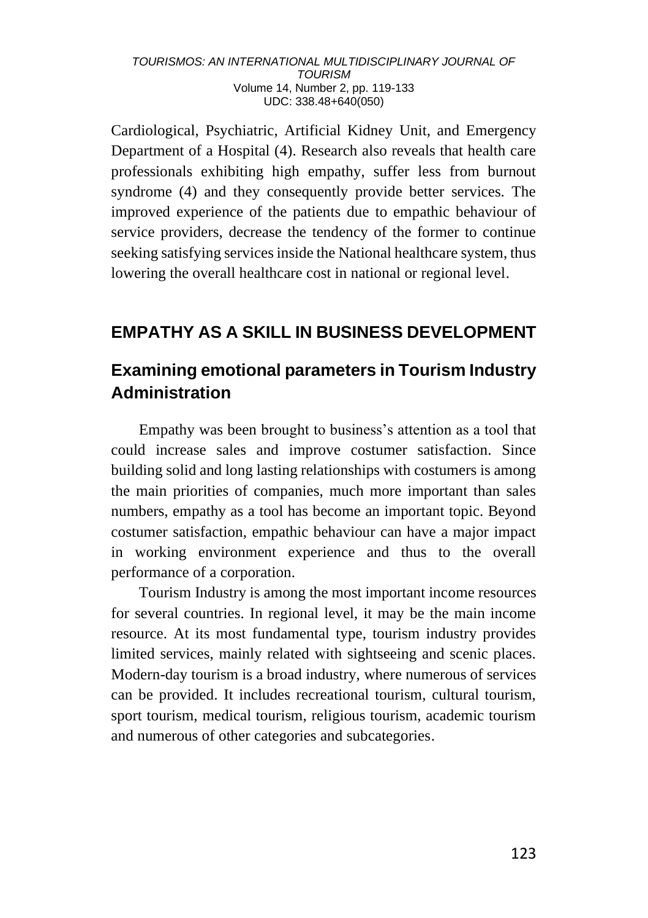Cardiological, Psychiatric, Artificial Kidney Unit, and Emergency Department of a Hospital (4). Research also reveals that health care professionals exhibiting high empathy, suffer less from burnout syndrome (4) and they consequently provide better services. The improved experience of the patients due to empathic behaviour of service providers, decrease the tendency of the former to continue seeking satisfying services inside the National healthcare system, thus lowering the overall healthcare cost in national or regional level.

## EMPATHY AS A SKILL IN BUSINESS DEVELOPMENT

### Examining emotional parameters in Tourism Industry Administration

Empathy was been brought to business's attention as a tool that could increase sales and improve costumer satisfaction. Since building solid and long lasting relationships with costumers is among the main priorities of companies, much more important than sales numbers, empathy as a tool has become an important topic. Beyond costumer satisfaction, empathic behaviour can have a major impact in working environment experience and thus to the overall performance of a corporation.

Tourism Industry is among the most important income resources for several countries. In regional level, it may be the main income resource. At its most fundamental type, tourism industry provides limited services, mainly related with sightseeing and scenic places. Modern-day tourism is a broad industry, where numerous of services can be provided. It includes recreational tourism, cultural tourism, sport tourism, medical tourism, religious tourism, academic tourism and numerous of other categories and subcategories.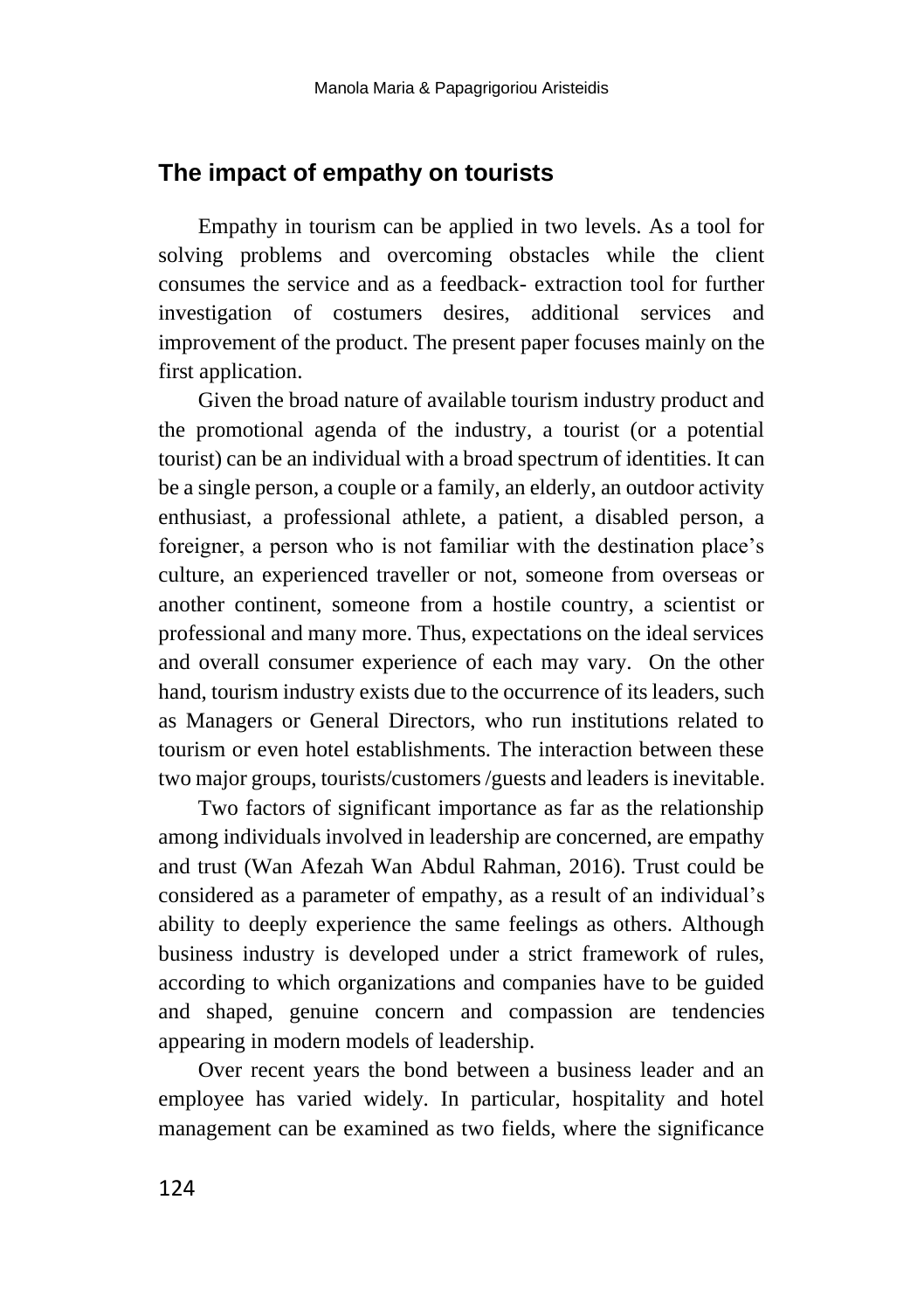## The impact of empathy on tourists

Empathy in tourism can be applied in two levels. As a tool for solving problems and overcoming obstacles while the client consumes the service and as a feedback- extraction tool for further investigation of costumers desires, additional services and improvement of the product. The present paper focuses mainly on the first application.

Given the broad nature of available tourism industry product and the promotional agenda of the industry, a tourist (or a potential tourist) can be an individual with a broad spectrum of identities. It can be a single person, a couple or a family, an elderly, an outdoor activity enthusiast, a professional athlete, a patient, a disabled person, a foreigner, a person who is not familiar with the destination place's culture, an experienced traveller or not, someone from overseas or another continent, someone from a hostile country, a scientist or professional and many more. Thus, expectations on the ideal services and overall consumer experience of each may vary. On the other hand, tourism industry exists due to the occurrence of its leaders, such as Managers or General Directors, who run institutions related to tourism or even hotel establishments. The interaction between these two major groups, tourists/customers /guests and leaders is inevitable.

Two factors of significant importance as far as the relationship among individuals involved in leadership are concerned, are empathy and trust (Wan Afezah Wan Abdul Rahman, 2016). Trust could be considered as a parameter of empathy, as a result of an individual's ability to deeply experience the same feelings as others. Although business industry is developed under a strict framework of rules, according to which organizations and companies have to be guided and shaped, genuine concern and compassion are tendencies appearing in modern models of leadership.

Over recent years the bond between a business leader and an employee has varied widely. In particular, hospitality and hotel management can be examined as two fields, where the significance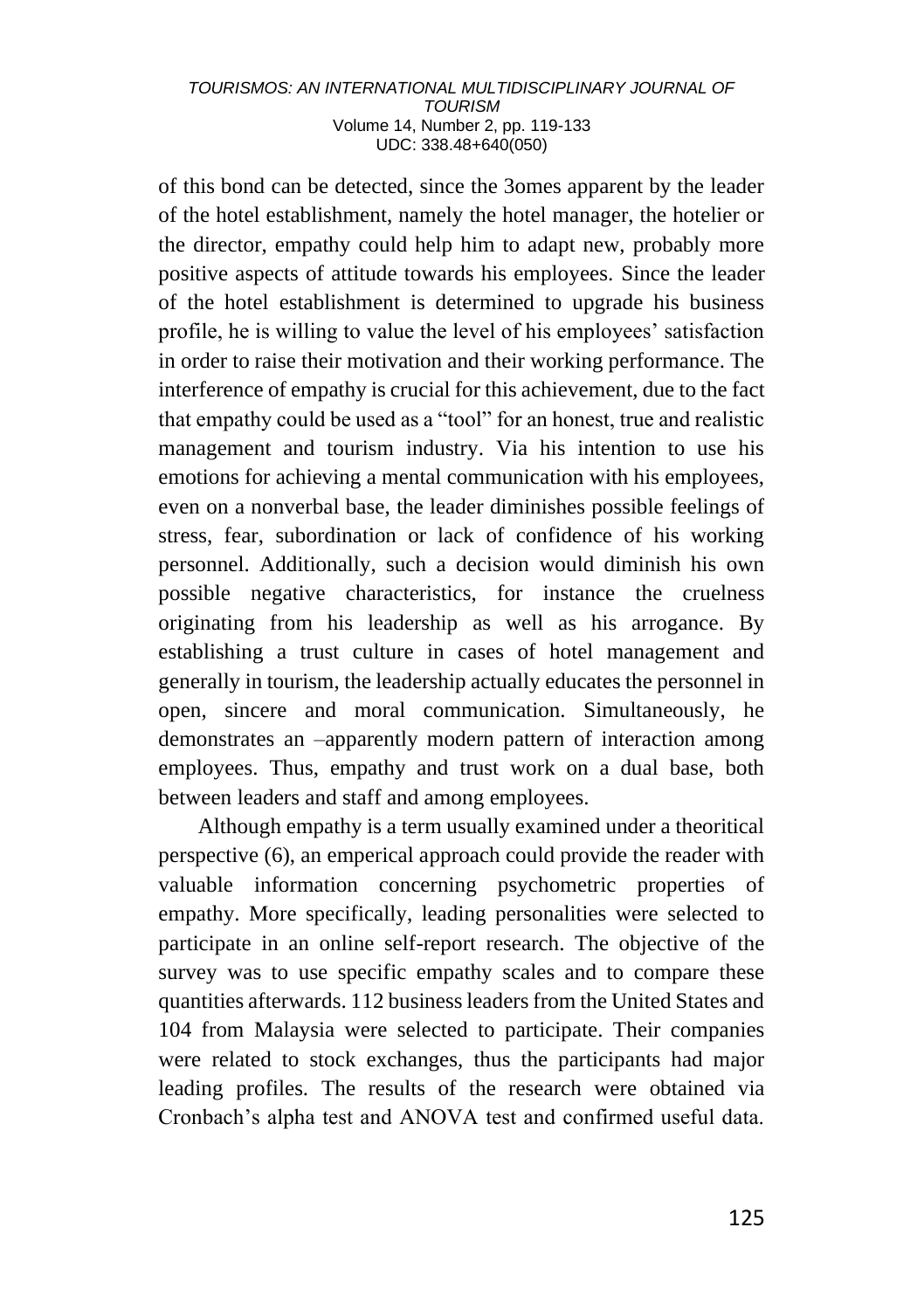of this bond can be detected, since the 3omes apparent by the leader of the hotel establishment, namely the hotel manager, the hotelier or the director, empathy could help him to adapt new, probably more positive aspects of attitude towards his employees. Since the leader of the hotel establishment is determined to upgrade his business profile, he is willing to value the level of his employees' satisfaction in order to raise their motivation and their working performance. The interference of empathy is crucial for this achievement, due to the fact that empathy could be used as a "tool" for an honest, true and realistic management and tourism industry. Via his intention to use his emotions for achieving a mental communication with his employees, even on a nonverbal base, the leader diminishes possible feelings of stress, fear, subordination or lack of confidence of his working personnel. Additionally, such a decision would diminish his own possible negative characteristics, for instance the cruelness originating from his leadership as well as his arrogance. By establishing a trust culture in cases of hotel management and generally in tourism, the leadership actually educates the personnel in open, sincere and moral communication. Simultaneously, he demonstrates an –apparently modern pattern of interaction among employees. Thus, empathy and trust work on a dual base, both between leaders and staff and among employees.

Although empathy is a term usually examined under a theoritical perspective (6), an emperical approach could provide the reader with valuable information concerning psychometric properties of empathy. More specifically, leading personalities were selected to participate in an online self-report research. The objective of the survey was to use specific empathy scales and to compare these quantities afterwards. 112 business leaders from the United States and 104 from Malaysia were selected to participate. Their companies were related to stock exchanges, thus the participants had major leading profiles. The results of the research were obtained via Cronbach's alpha test and ANOVA test and confirmed useful data.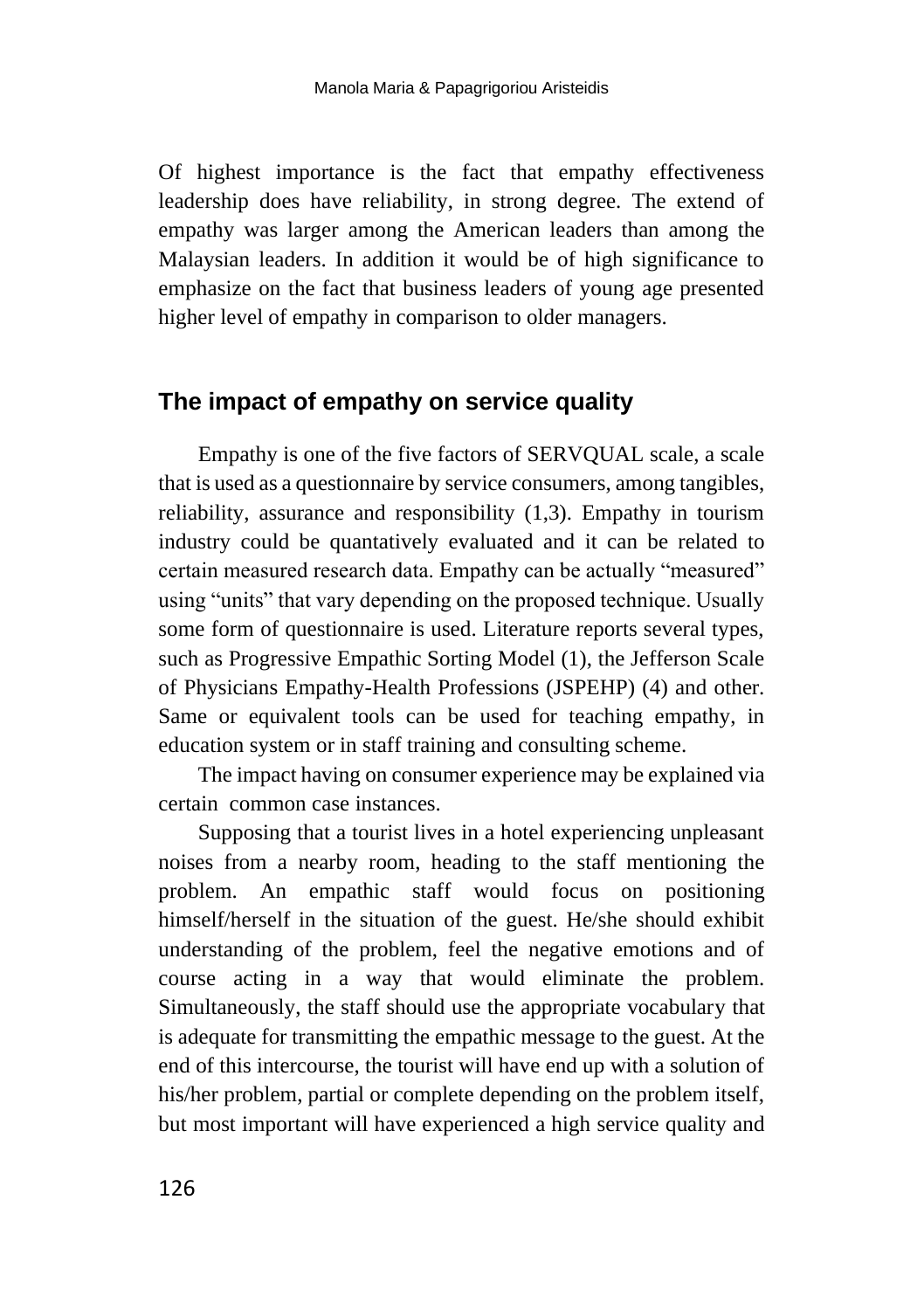Of highest importance is the fact that empathy effectiveness leadership does have reliability, in strong degree. The extend of empathy was larger among the American leaders than among the Malaysian leaders. In addition it would be of high significance to emphasize on the fact that business leaders of young age presented higher level of empathy in comparison to older managers.

## The impact of empathy on service quality

Empathy is one of the five factors of SERVQUAL scale, a scale that is used as a questionnaire by service consumers, among tangibles, reliability, assurance and responsibility (1,3). Empathy in tourism industry could be quantatively evaluated and it can be related to certain measured research data. Empathy can be actually "measured" using "units" that vary depending on the proposed technique. Usually some form of questionnaire is used. Literature reports several types, such as Progressive Empathic Sorting Model (1), the Jefferson Scale of Physicians Empathy-Health Professions (JSPEHP) (4) and other. Same or equivalent tools can be used for teaching empathy, in education system or in staff training and consulting scheme.

The impact having on consumer experience may be explained via certain common case instances.

Supposing that a tourist lives in a hotel experiencing unpleasant noises from a nearby room, heading to the staff mentioning the problem. An empathic staff would focus on positioning himself/herself in the situation of the guest. He/she should exhibit understanding of the problem, feel the negative emotions and of course acting in a way that would eliminate the problem. Simultaneously, the staff should use the appropriate vocabulary that is adequate for transmitting the empathic message to the guest. At the end of this intercourse, the tourist will have end up with a solution of his/her problem, partial or complete depending on the problem itself, but most important will have experienced a high service quality and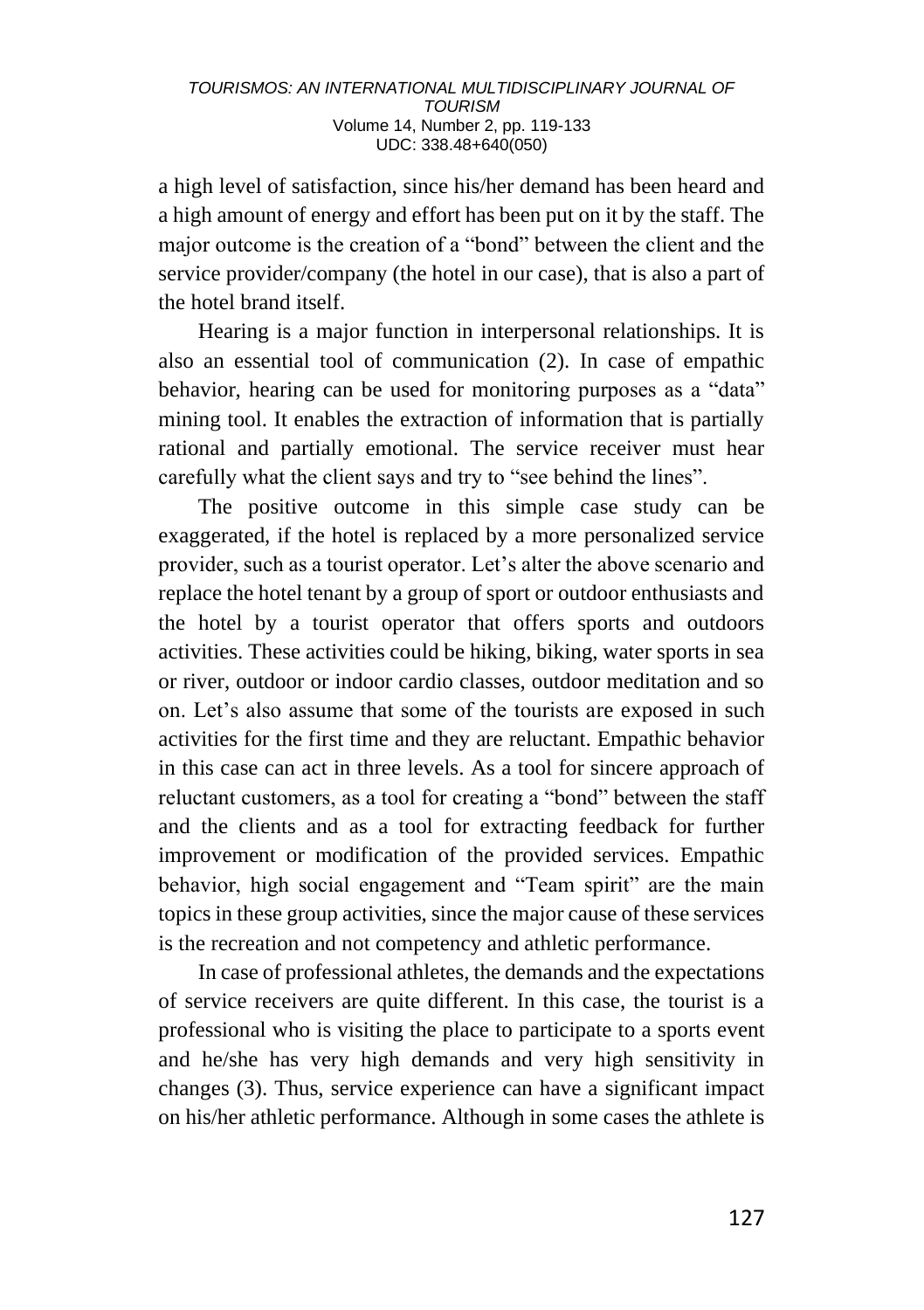a high level of satisfaction, since his/her demand has been heard and a high amount of energy and effort has been put on it by the staff. The major outcome is the creation of a "bond" between the client and the service provider/company (the hotel in our case), that is also a part of the hotel brand itself.

Hearing is a major function in interpersonal relationships. It is also an essential tool of communication (2). In case of empathic behavior, hearing can be used for monitoring purposes as a "data" mining tool. It enables the extraction of information that is partially rational and partially emotional. The service receiver must hear carefully what the client says and try to "see behind the lines".

The positive outcome in this simple case study can be exaggerated, if the hotel is replaced by a more personalized service provider, such as a tourist operator. Let's alter the above scenario and replace the hotel tenant by a group of sport or outdoor enthusiasts and the hotel by a tourist operator that offers sports and outdoors activities. These activities could be hiking, biking, water sports in sea or river, outdoor or indoor cardio classes, outdoor meditation and so on. Let's also assume that some of the tourists are exposed in such activities for the first time and they are reluctant. Empathic behavior in this case can act in three levels. As a tool for sincere approach of reluctant customers, as a tool for creating a "bond" between the staff and the clients and as a tool for extracting feedback for further improvement or modification of the provided services. Empathic behavior, high social engagement and "Team spirit" are the main topics in these group activities, since the major cause of these services is the recreation and not competency and athletic performance.

In case of professional athletes, the demands and the expectations of service receivers are quite different. In this case, the tourist is a professional who is visiting the place to participate to a sports event and he/she has very high demands and very high sensitivity in changes (3). Thus, service experience can have a significant impact on his/her athletic performance. Although in some cases the athlete is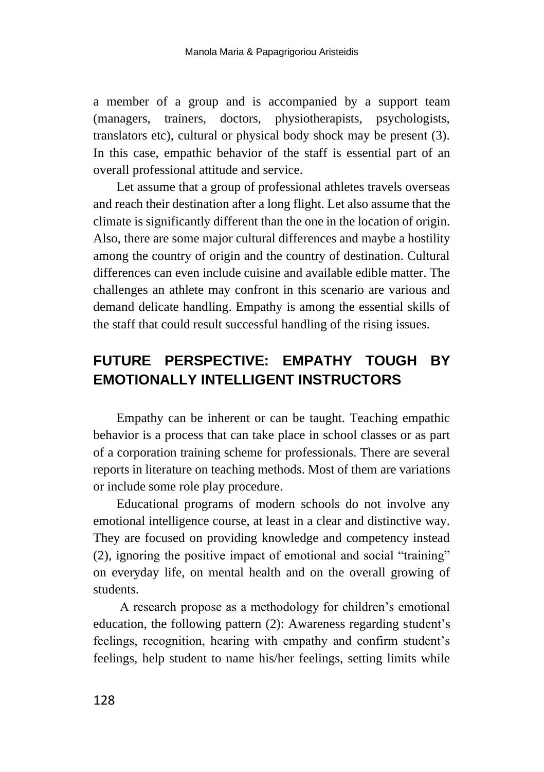a member of a group and is accompanied by a support team (managers, trainers, doctors, physiotherapists, psychologists, translators etc), cultural or physical body shock may be present (3). In this case, empathic behavior of the staff is essential part of an overall professional attitude and service.

Let assume that a group of professional athletes travels overseas and reach their destination after a long flight. Let also assume that the climate is significantly different than the one in the location of origin. Also, there are some major cultural differences and maybe a hostility among the country of origin and the country of destination. Cultural differences can even include cuisine and available edible matter. The challenges an athlete may confront in this scenario are various and demand delicate handling. Empathy is among the essential skills of the staff that could result successful handling of the rising issues.

## FUTURE PERSPECTIVE: EMPATHY TOUGH BY EMOTIONALLY INTELLIGENT INSTRUCTORS

Empathy can be inherent or can be taught. Teaching empathic behavior is a process that can take place in school classes or as part of a corporation training scheme for professionals. There are several reports in literature on teaching methods. Most of them are variations or include some role play procedure.

Educational programs of modern schools do not involve any emotional intelligence course, at least in a clear and distinctive way. They are focused on providing knowledge and competency instead (2), ignoring the positive impact of emotional and social "training" on everyday life, on mental health and on the overall growing of students.

A research propose as a methodology for children's emotional education, the following pattern (2): Awareness regarding student's feelings, recognition, hearing with empathy and confirm student's feelings, help student to name his/her feelings, setting limits while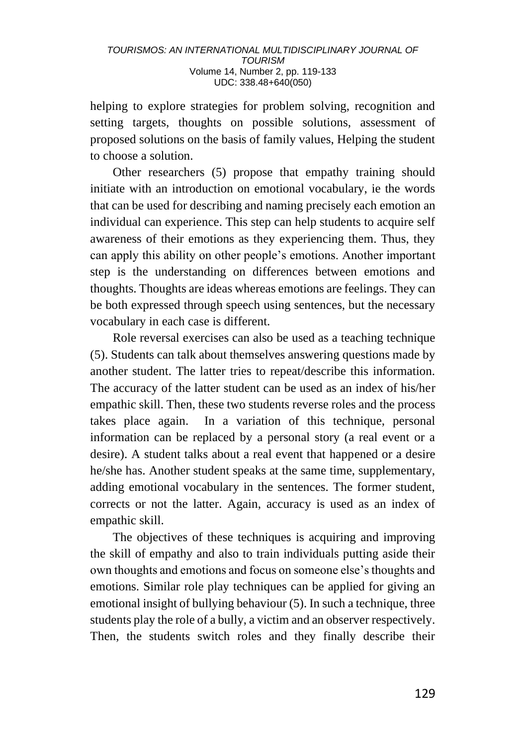helping to explore strategies for problem solving, recognition and setting targets, thoughts on possible solutions, assessment of proposed solutions on the basis of family values, Helping the student to choose a solution.

Other researchers (5) propose that empathy training should initiate with an introduction on emotional vocabulary, ie the words that can be used for describing and naming precisely each emotion an individual can experience. This step can help students to acquire self awareness of their emotions as they experiencing them. Thus, they can apply this ability on other people's emotions. Another important step is the understanding on differences between emotions and thoughts. Thoughts are ideas whereas emotions are feelings. They can be both expressed through speech using sentences, but the necessary vocabulary in each case is different.

Role reversal exercises can also be used as a teaching technique (5). Students can talk about themselves answering questions made by another student. The latter tries to repeat/describe this information. The accuracy of the latter student can be used as an index of his/her empathic skill. Then, these two students reverse roles and the process takes place again. In a variation of this technique, personal information can be replaced by a personal story (a real event or a desire). A student talks about a real event that happened or a desire he/she has. Another student speaks at the same time, supplementary, adding emotional vocabulary in the sentences. The former student, corrects or not the latter. Again, accuracy is used as an index of empathic skill.

The objectives of these techniques is acquiring and improving the skill of empathy and also to train individuals putting aside their own thoughts and emotions and focus on someone else's thoughts and emotions. Similar role play techniques can be applied for giving an emotional insight of bullying behaviour (5). In such a technique, three students play the role of a bully, a victim and an observer respectively. Then, the students switch roles and they finally describe their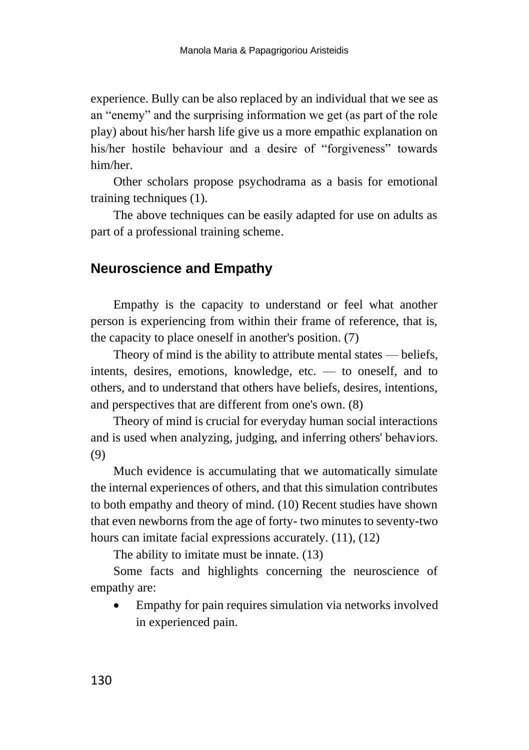experience. Bully can be also replaced by an individual that we see as an "enemy" and the surprising information we get (as part of the role play) about his/her harsh life give us a more empathic explanation on his/her hostile behaviour and a desire of "forgiveness" towards him/her.

Other scholars propose psychodrama as a basis for emotional training techniques (1).

The above techniques can be easily adapted for use on adults as part of a professional training scheme.

## Neuroscience and Empathy

Empathy is the capacity to understand or feel what another person is experiencing from within their frame of reference, that is, the capacity to place oneself in another's position. (7)

Theory of mind is the ability to attribute mental states — beliefs, intents, desires, emotions, knowledge, etc. — to oneself, and to others, and to understand that others have beliefs, desires, intentions, and perspectives that are different from one's own. (8)

Theory of mind is crucial for everyday human social interactions and is used when analyzing, judging, and inferring others' behaviors. (9)

Much evidence is accumulating that we automatically simulate the internal experiences of others, and that this simulation contributes to both empathy and theory of mind. (10) Recent studies have shown that even newborns from the age of forty- two minutes to seventy-two hours can imitate facial expressions accurately. (11), (12)

The ability to imitate must be innate. (13)

Some facts and highlights concerning the neuroscience of empathy are:

- Empathy for pain requires simulation via networks involved in experienced pain.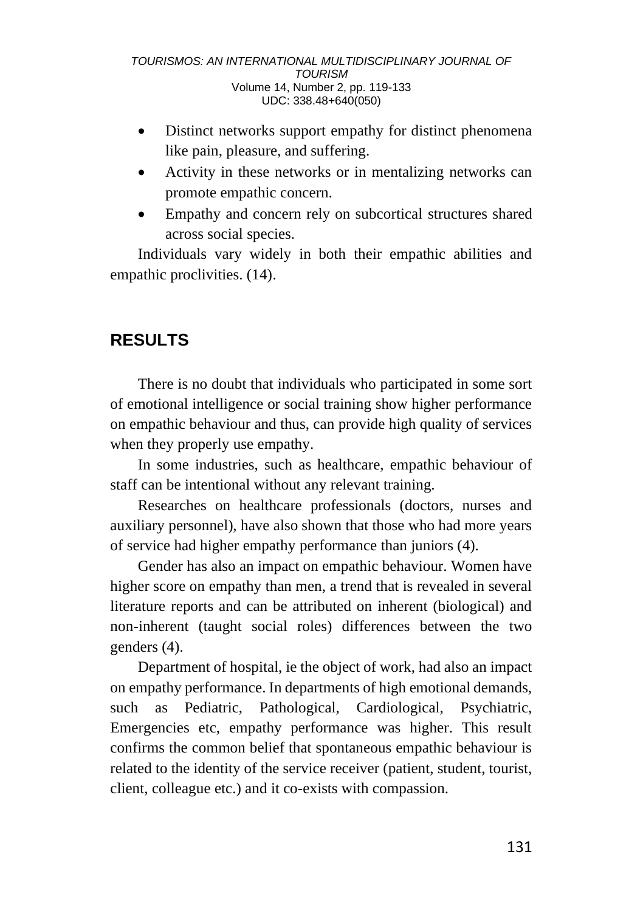- Distinct networks support empathy for distinct phenomena like pain, pleasure, and suffering.
- Activity in these networks or in mentalizing networks can promote empathic concern.
- Empathy and concern rely on subcortical structures shared across social species.

Individuals vary widely in both their empathic abilities and empathic proclivities. (14).

## RESULTS

There is no doubt that individuals who participated in some sort of emotional intelligence or social training show higher performance on empathic behaviour and thus, can provide high quality of services when they properly use empathy.

In some industries, such as healthcare, empathic behaviour of staff can be intentional without any relevant training.

Researches on healthcare professionals (doctors, nurses and auxiliary personnel), have also shown that those who had more years of service had higher empathy performance than juniors (4).

Gender has also an impact on empathic behaviour. Women have higher score on empathy than men, a trend that is revealed in several literature reports and can be attributed on inherent (biological) and non-inherent (taught social roles) differences between the two genders (4).

Department of hospital, ie the object of work, had also an impact on empathy performance. In departments of high emotional demands, such as Pediatric, Pathological, Cardiological, Psychiatric, Emergencies etc, empathy performance was higher. This result confirms the common belief that spontaneous empathic behaviour is related to the identity of the service receiver (patient, student, tourist, client, colleague etc.) and it co-exists with compassion.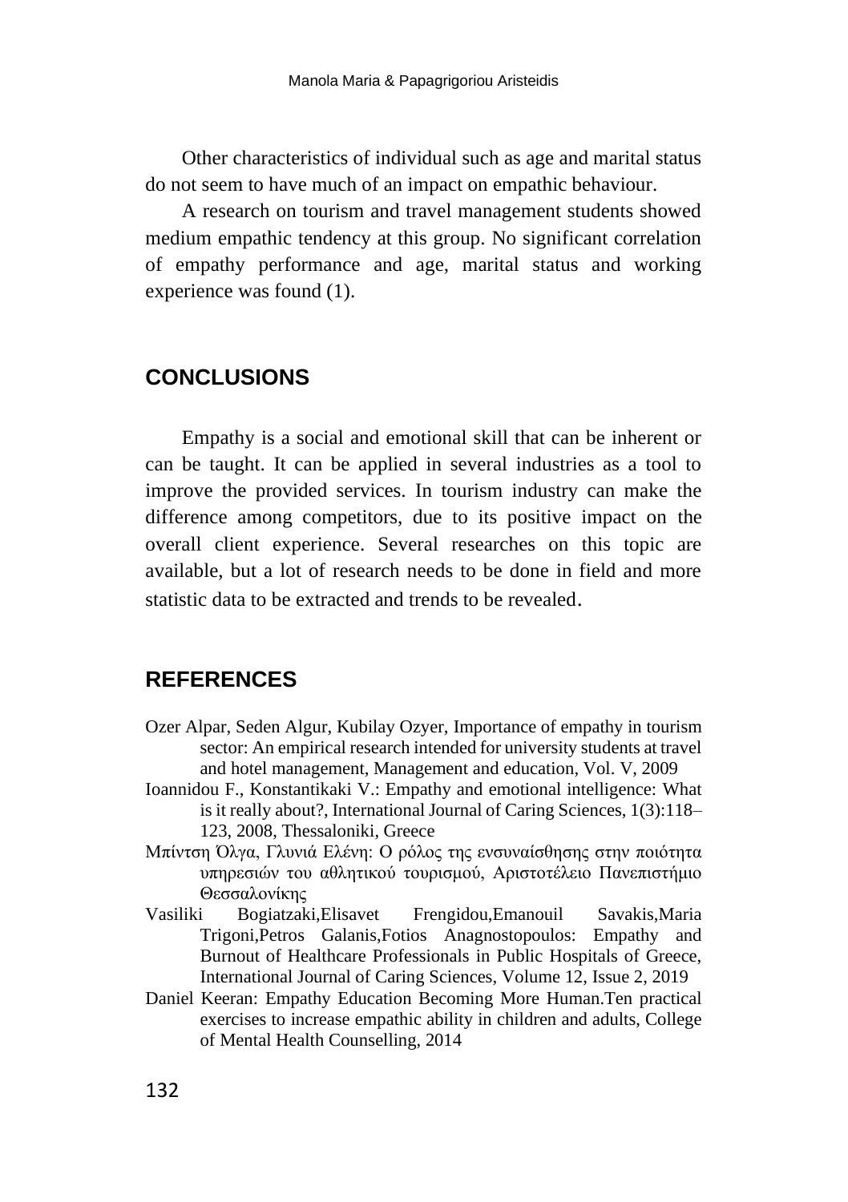Other characteristics of individual such as age and marital status do not seem to have much of an impact on empathic behaviour.

A research on tourism and travel management students showed medium empathic tendency at this group. No significant correlation of empathy performance and age, marital status and working experience was found (1).

## CONCLUSIONS

Empathy is a social and emotional skill that can be inherent or can be taught. It can be applied in several industries as a tool to improve the provided services. In tourism industry can make the difference among competitors, due to its positive impact on the overall client experience. Several researches on this topic are available, but a lot of research needs to be done in field and more statistic data to be extracted and trends to be revealed.

## REFERENCES

Ozer Alpar, Seden Algur, Kubilay Ozyer, Importance of empathy in tourism sector: An empirical research intended for university students at travel and hotel management, Management and education, Vol. V, 2009

Ioannidou F., Konstantikaki V.: Empathy and emotional intelligence: What is it really about?, International Journal of Caring Sciences, 1(3):118–123, 2008, Thessaloniki, Greece

Μπίντση Όλγα, Γλυνιά Ελένη: Ο ρόλος της ενσυναίσθησης στην ποιότητα υπηρεσιών του αθλητικού τουρισμού, Αριστοτέλειο Πανεπιστήμιο Θεσσαλονίκης

Vasiliki Bogiatzaki,Elisavet Frengidou,Emanouil Savakis,Maria Trigoni,Petros Galanis,Fotios Anagnostopoulos: Empathy and Burnout of Healthcare Professionals in Public Hospitals of Greece, International Journal of Caring Sciences, Volume 12, Issue 2, 2019

Daniel Keeran: Empathy Education Becoming More Human.Ten practical exercises to increase empathic ability in children and adults, College of Mental Health Counselling, 2014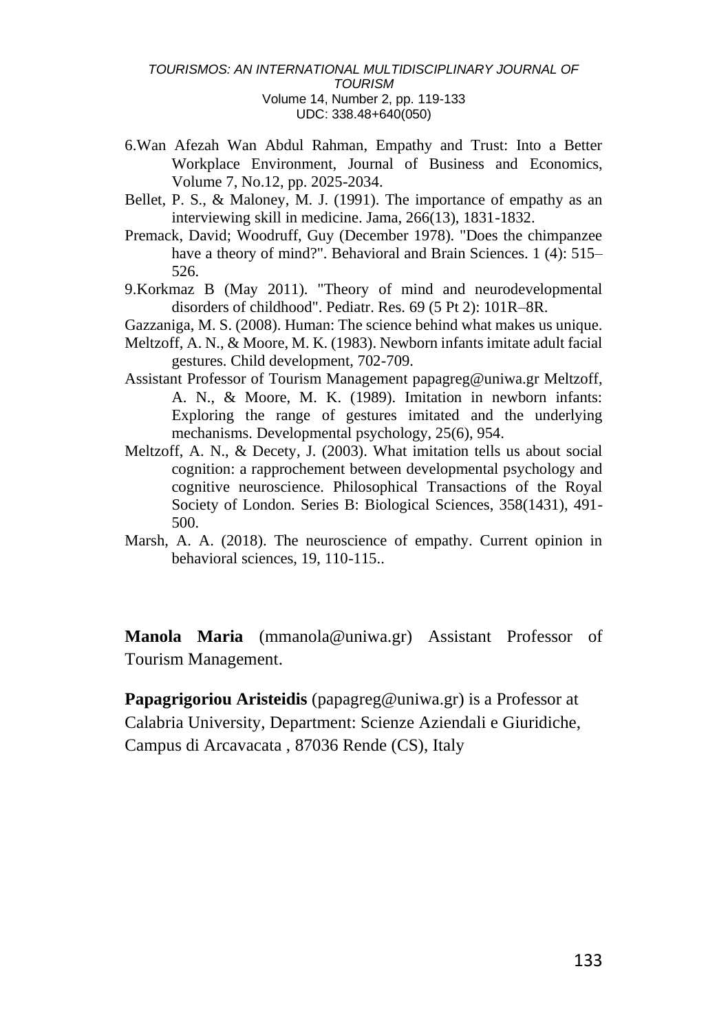6.Wan Afezah Wan Abdul Rahman, Empathy and Trust: Into a Better Workplace Environment, Journal of Business and Economics, Volume 7, No.12, pp. 2025-2034.

Bellet, P. S., & Maloney, M. J. (1991). The importance of empathy as an interviewing skill in medicine. Jama, 266(13), 1831-1832.

Premack, David; Woodruff, Guy (December 1978). "Does the chimpanzee have a theory of mind?". Behavioral and Brain Sciences. 1 (4): 515–526.

9.Korkmaz B (May 2011). "Theory of mind and neurodevelopmental disorders of childhood". Pediatr. Res. 69 (5 Pt 2): 101R–8R.

Gazzaniga, M. S. (2008). Human: The science behind what makes us unique.

Meltzoff, A. N., & Moore, M. K. (1983). Newborn infants imitate adult facial gestures. Child development, 702-709.

Assistant Professor of Tourism Management papagreg@uniwa.gr Meltzoff, A. N., & Moore, M. K. (1989). Imitation in newborn infants: Exploring the range of gestures imitated and the underlying mechanisms. Developmental psychology, 25(6), 954.

Meltzoff, A. N., & Decety, J. (2003). What imitation tells us about social cognition: a rapprochement between developmental psychology and cognitive neuroscience. Philosophical Transactions of the Royal Society of London. Series B: Biological Sciences, 358(1431), 491-500.

Marsh, A. A. (2018). The neuroscience of empathy. Current opinion in behavioral sciences, 19, 110-115..

**Manola Maria** (mmanola@uniwa.gr) Assistant Professor of Tourism Management.

**Papagrigoriou Aristeidis** (papagreg@uniwa.gr) is a Professor at Calabria University, Department: Scienze Aziendali e Giuridiche, Campus di Arcavacata , 87036 Rende (CS), Italy